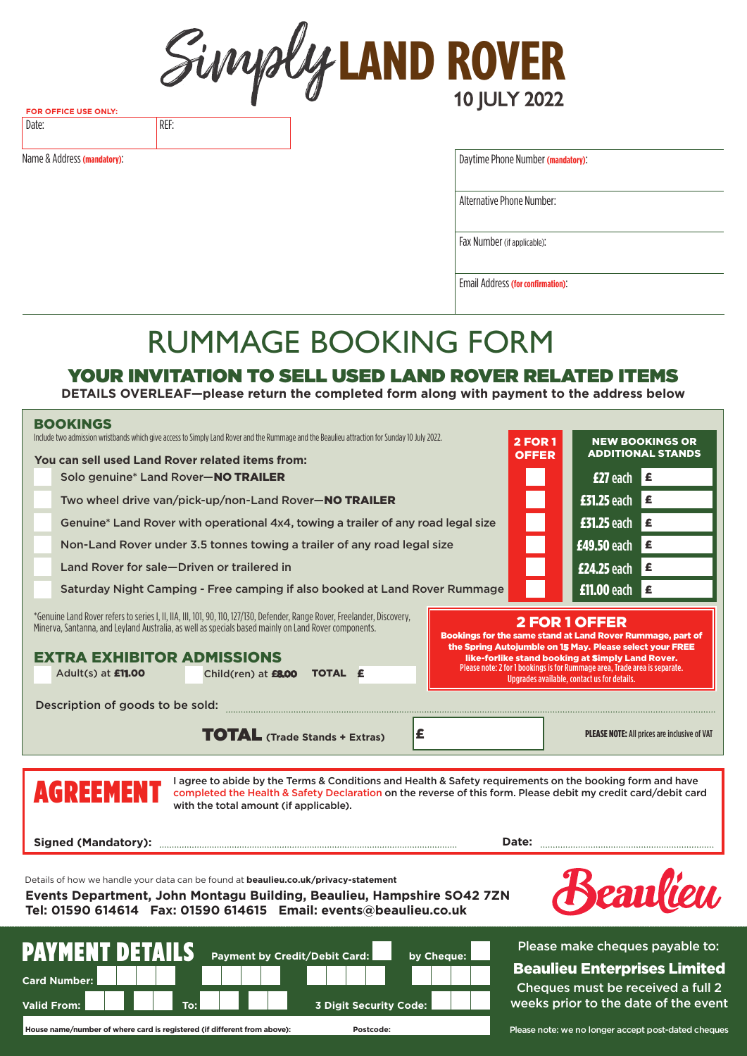# Simply LAND ROVER

**10 JULY 2022**

**FOR OFFICE USE ONLY:**

| Date: | REF: |
|---|---|

Name & Address **(mandatory)**:

Daytime Phone Number **(mandatory)**:

Alternative Phone Number:

Fax Number (if applicable):

Email Address **(for confirmation)**:

# RUMMAGE BOOKING FORM

## YOUR INVITATION TO SELL USED LAND ROVER RELATED ITEMS

**DETAILS OVERLEAF—please return the completed form along with payment to the address below**

## BOOKINGS

Include two admission wristbands which give access to Simply Land Rover and the Rummage and the Beaulieu attraction for Sunday 10 July 2022.

**You can sell used Land Rover related items from:**

| | 2 FOR 1 OFFER | NEW BOOKINGS OR ADDITIONAL STANDS | |
|---|---|---|---|
| Solo genuine* Land Rover—**NO TRAILER** | | £27 each | £ |
| Two wheel drive van/pick-up/non-Land Rover—**NO TRAILER** | | £31.25 each | £ |
| Genuine* Land Rover with operational 4x4, towing a trailer of any road legal size | | £31.25 each | £ |
| Non-Land Rover under 3.5 tonnes towing a trailer of any road legal size | | £49.50 each | £ |
| Land Rover for sale—Driven or trailered in | | £24.25 each | £ |
| Saturday Night Camping - Free camping if also booked at Land Rover Rummage | | £11.00 each | £ |

*Genuine Land Rover refers to series I, II, IIA, III, 101, 90, 110, 127/130, Defender, Range Rover, Freelander, Discovery, Minerva, Santanna, and Leyland Australia, as well as specials based mainly on Land Rover components.

### 2 FOR 1 OFFER

**Bookings for the same stand at Land Rover Rummage, part of the Spring Autojumble on 15 May. Please select your FREE like-forlike stand booking at Simply Land Rover.**
Please note: 2 for 1 bookings is for Rummage area, Trade area is separate.
Upgrades available, contact us for details.

### EXTRA EXHIBITOR ADMISSIONS

Adult(s) at **£11.00** Child(ren) at **£8.00** **TOTAL £**

Description of goods to be sold: ..............................

**TOTAL** **(Trade Stands + Extras)** **£**

**PLEASE NOTE:** All prices are inclusive of VAT

## AGREEMENT

I agree to abide by the Terms & Conditions and Health & Safety requirements on the booking form and have completed the Health & Safety Declaration on the reverse of this form. Please debit my credit card/debit card with the total amount (if applicable).

**Signed (Mandatory):** .............................. **Date:** ..............................

Details of how we handle your data can be found at **beaulieu.co.uk/privacy-statement**

**Events Department, John Montagu Building, Beaulieu, Hampshire SO42 7ZN**
**Tel: 01590 614614 Fax: 01590 614615 Email: events@beaulieu.co.uk**

Beaulieu

## PAYMENT DETAILS

**Payment by Credit/Debit Card:** ☐ **by Cheque:** ☐

**Card Number:**

**Valid From:** **To:** **3 Digit Security Code:**

**House name/number of where card is registered (if different from above):** **Postcode:**

Please make cheques payable to:

**Beaulieu Enterprises Limited**

Cheques must be received a full 2 weeks prior to the date of the event

Please note: we no longer accept post-dated cheques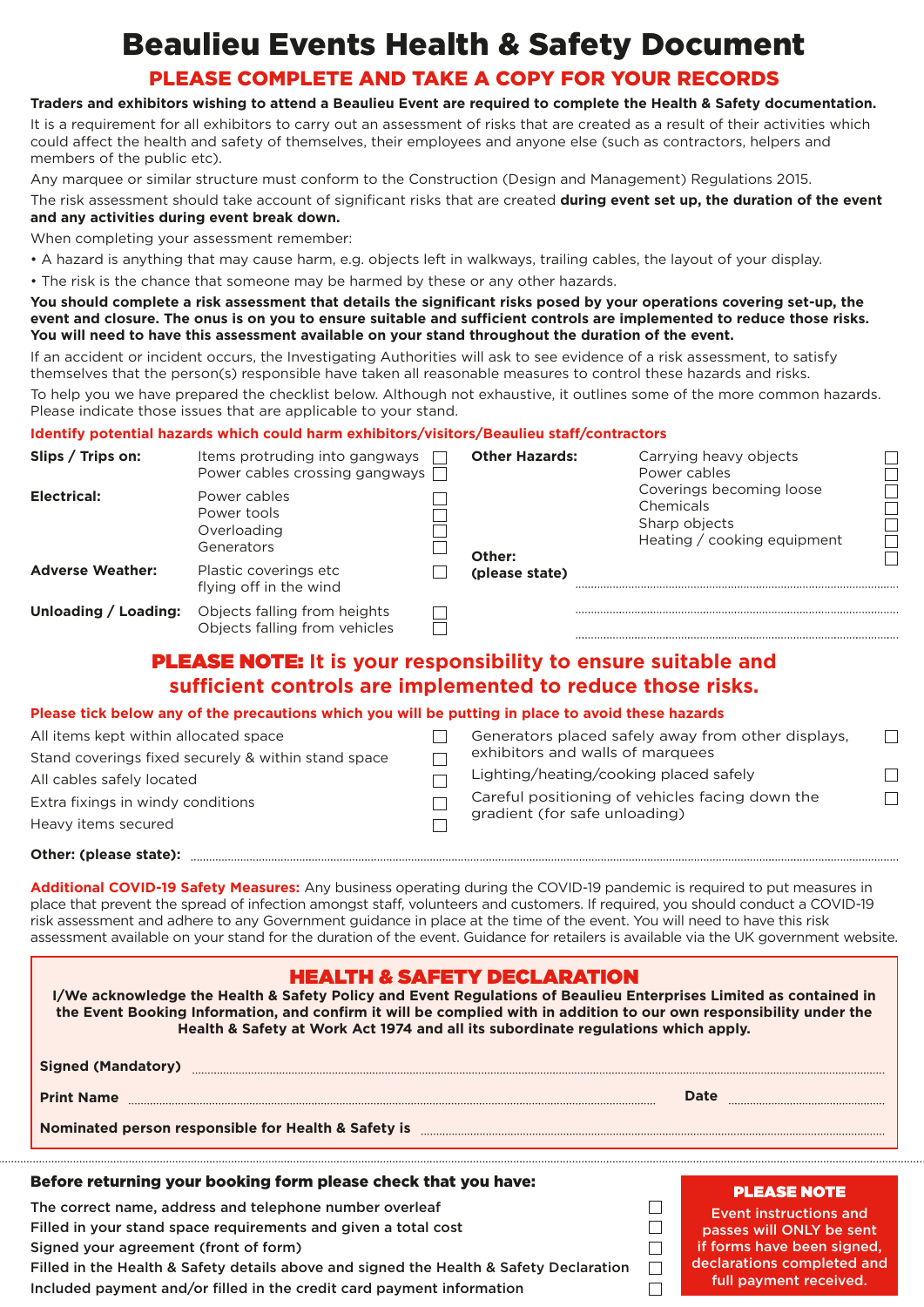# Beaulieu Events Health & Safety Document

## PLEASE COMPLETE AND TAKE A COPY FOR YOUR RECORDS

**Traders and exhibitors wishing to attend a Beaulieu Event are required to complete the Health & Safety documentation.**

It is a requirement for all exhibitors to carry out an assessment of risks that are created as a result of their activities which could affect the health and safety of themselves, their employees and anyone else (such as contractors, helpers and members of the public etc).

Any marquee or similar structure must conform to the Construction (Design and Management) Regulations 2015.

The risk assessment should take account of significant risks that are created **during event set up, the duration of the event and any activities during event break down.**

When completing your assessment remember:

- A hazard is anything that may cause harm, e.g. objects left in walkways, trailing cables, the layout of your display.
- The risk is the chance that someone may be harmed by these or any other hazards.

**You should complete a risk assessment that details the significant risks posed by your operations covering set-up, the event and closure. The onus is on you to ensure suitable and sufficient controls are implemented to reduce those risks. You will need to have this assessment available on your stand throughout the duration of the event.**

If an accident or incident occurs, the Investigating Authorities will ask to see evidence of a risk assessment, to satisfy themselves that the person(s) responsible have taken all reasonable measures to control these hazards and risks.

To help you we have prepared the checklist below. Although not exhaustive, it outlines some of the more common hazards. Please indicate those issues that are applicable to your stand.

**Identify potential hazards which could harm exhibitors/visitors/Beaulieu staff/contractors**

| | | |
|---|---|---|
| **Slips / Trips on:** | Items protruding into gangways | ☐ |
| | Power cables crossing gangways | ☐ |
| **Electrical:** | Power cables | ☐ |
| | Power tools | ☐ |
| | Overloading | ☐ |
| | Generators | ☐ |
| **Adverse Weather:** | Plastic coverings etc flying off in the wind | ☐ |
| **Unloading / Loading:** | Objects falling from heights | ☐ |
| | Objects falling from vehicles | ☐ |
| **Other Hazards:** | Carrying heavy objects | ☐ |
| | Power cables | ☐ |
| | Coverings becoming loose | ☐ |
| | Chemicals | ☐ |
| | Sharp objects | ☐ |
| | Heating / cooking equipment | ☐ |
| **Other: (please state)** | ........................................ | ☐ |

## PLEASE NOTE: It is your responsibility to ensure suitable and sufficient controls are implemented to reduce those risks.

**Please tick below any of the precautions which you will be putting in place to avoid these hazards**

| | |
|---|---|
| All items kept within allocated space | ☐ |
| Stand coverings fixed securely & within stand space | ☐ |
| All cables safely located | ☐ |
| Extra fixings in windy conditions | ☐ |
| Heavy items secured | ☐ |
| Generators placed safely away from other displays, exhibitors and walls of marquees | ☐ |
| Lighting/heating/cooking placed safely | ☐ |
| Careful positioning of vehicles facing down the gradient (for safe unloading) | ☐ |

**Other: (please state):** ........................................

**Additional COVID-19 Safety Measures:** Any business operating during the COVID-19 pandemic is required to put measures in place that prevent the spread of infection amongst staff, volunteers and customers. If required, you should conduct a COVID-19 risk assessment and adhere to any Government guidance in place at the time of the event. You will need to have this risk assessment available on your stand for the duration of the event. Guidance for retailers is available via the UK government website.

## HEALTH & SAFETY DECLARATION

**I/We acknowledge the Health & Safety Policy and Event Regulations of Beaulieu Enterprises Limited as contained in the Event Booking Information, and confirm it will be complied with in addition to our own responsibility under the Health & Safety at Work Act 1974 and all its subordinate regulations which apply.**

**Signed (Mandatory)** ........................................

**Print Name** ........................................ **Date** ....................

**Nominated person responsible for Health & Safety is** ........................................

### Before returning your booking form please check that you have:

| | |
|---|---|
| The correct name, address and telephone number overleaf | ☐ |
| Filled in your stand space requirements and given a total cost | ☐ |
| Signed your agreement (front of form) | ☐ |
| Filled in the Health & Safety details above and signed the Health & Safety Declaration | ☐ |
| Included payment and/or filled in the credit card payment information | ☐ |

**PLEASE NOTE**

Event instructions and passes will ONLY be sent if forms have been signed, declarations completed and full payment received.